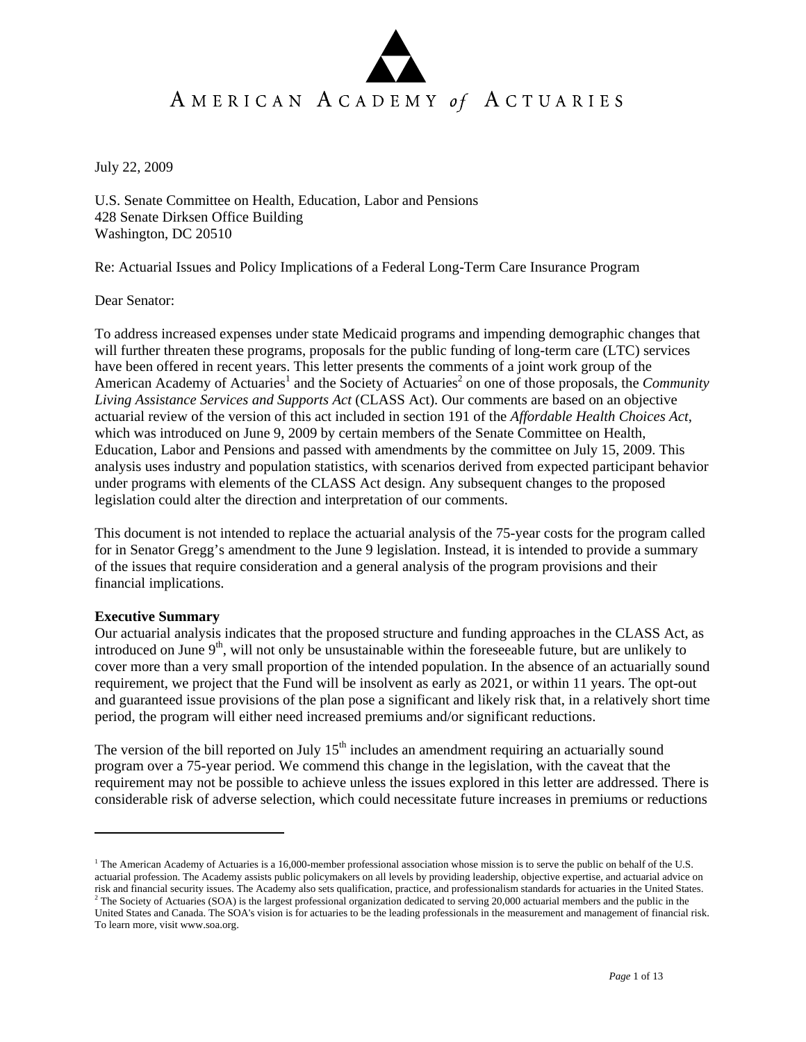AMERICAN ACADEMY *of* ACTUARIES

July 22, 2009

U.S. Senate Committee on Health, Education, Labor and Pensions
428 Senate Dirksen Office Building
Washington, DC 20510

Re: Actuarial Issues and Policy Implications of a Federal Long-Term Care Insurance Program

Dear Senator:

To address increased expenses under state Medicaid programs and impending demographic changes that will further threaten these programs, proposals for the public funding of long-term care (LTC) services have been offered in recent years. This letter presents the comments of a joint work group of the American Academy of Actuaries[1] and the Society of Actuaries[2] on one of those proposals, the *Community Living Assistance Services and Supports Act* (CLASS Act). Our comments are based on an objective actuarial review of the version of this act included in section 191 of the *Affordable Health Choices Act*, which was introduced on June 9, 2009 by certain members of the Senate Committee on Health, Education, Labor and Pensions and passed with amendments by the committee on July 15, 2009. This analysis uses industry and population statistics, with scenarios derived from expected participant behavior under programs with elements of the CLASS Act design. Any subsequent changes to the proposed legislation could alter the direction and interpretation of our comments.

This document is not intended to replace the actuarial analysis of the 75-year costs for the program called for in Senator Gregg's amendment to the June 9 legislation. Instead, it is intended to provide a summary of the issues that require consideration and a general analysis of the program provisions and their financial implications.

**Executive Summary**

Our actuarial analysis indicates that the proposed structure and funding approaches in the CLASS Act, as introduced on June 9th, will not only be unsustainable within the foreseeable future, but are unlikely to cover more than a very small proportion of the intended population. In the absence of an actuarially sound requirement, we project that the Fund will be insolvent as early as 2021, or within 11 years. The opt-out and guaranteed issue provisions of the plan pose a significant and likely risk that, in a relatively short time period, the program will either need increased premiums and/or significant reductions.

The version of the bill reported on July 15th includes an amendment requiring an actuarially sound program over a 75-year period. We commend this change in the legislation, with the caveat that the requirement may not be possible to achieve unless the issues explored in this letter are addressed. There is considerable risk of adverse selection, which could necessitate future increases in premiums or reductions

---

[1] The American Academy of Actuaries is a 16,000-member professional association whose mission is to serve the public on behalf of the U.S. actuarial profession. The Academy assists public policymakers on all levels by providing leadership, objective expertise, and actuarial advice on risk and financial security issues. The Academy also sets qualification, practice, and professionalism standards for actuaries in the United States.

[2] The Society of Actuaries (SOA) is the largest professional organization dedicated to serving 20,000 actuarial members and the public in the United States and Canada. The SOA's vision is for actuaries to be the leading professionals in the measurement and management of financial risk. To learn more, visit www.soa.org.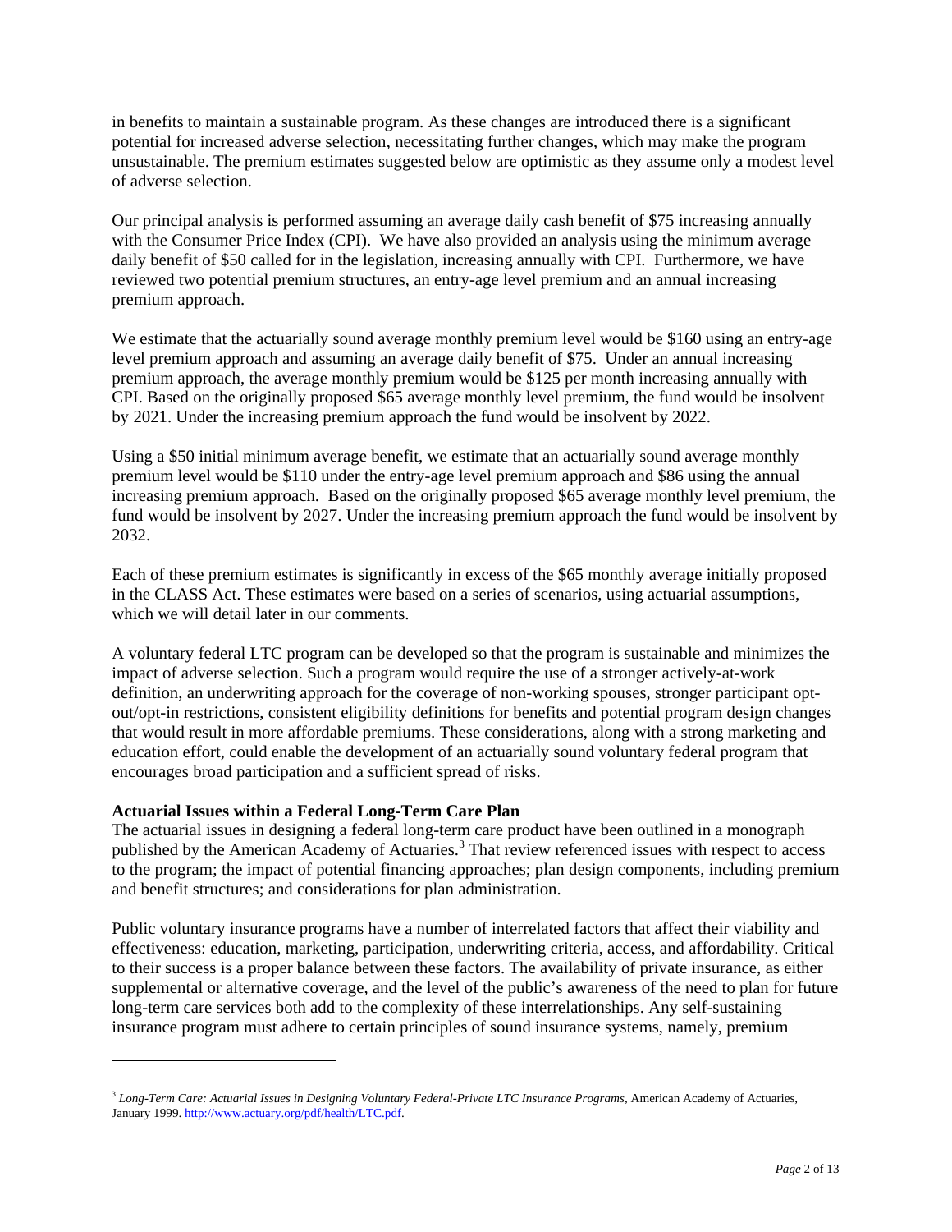in benefits to maintain a sustainable program. As these changes are introduced there is a significant potential for increased adverse selection, necessitating further changes, which may make the program unsustainable. The premium estimates suggested below are optimistic as they assume only a modest level of adverse selection.

Our principal analysis is performed assuming an average daily cash benefit of $75 increasing annually with the Consumer Price Index (CPI). We have also provided an analysis using the minimum average daily benefit of $50 called for in the legislation, increasing annually with CPI. Furthermore, we have reviewed two potential premium structures, an entry-age level premium and an annual increasing premium approach.

We estimate that the actuarially sound average monthly premium level would be $160 using an entry-age level premium approach and assuming an average daily benefit of $75. Under an annual increasing premium approach, the average monthly premium would be $125 per month increasing annually with CPI. Based on the originally proposed $65 average monthly level premium, the fund would be insolvent by 2021. Under the increasing premium approach the fund would be insolvent by 2022.

Using a $50 initial minimum average benefit, we estimate that an actuarially sound average monthly premium level would be $110 under the entry-age level premium approach and $86 using the annual increasing premium approach. Based on the originally proposed $65 average monthly level premium, the fund would be insolvent by 2027. Under the increasing premium approach the fund would be insolvent by 2032.

Each of these premium estimates is significantly in excess of the $65 monthly average initially proposed in the CLASS Act. These estimates were based on a series of scenarios, using actuarial assumptions, which we will detail later in our comments.

A voluntary federal LTC program can be developed so that the program is sustainable and minimizes the impact of adverse selection. Such a program would require the use of a stronger actively-at-work definition, an underwriting approach for the coverage of non-working spouses, stronger participant opt-out/opt-in restrictions, consistent eligibility definitions for benefits and potential program design changes that would result in more affordable premiums. These considerations, along with a strong marketing and education effort, could enable the development of an actuarially sound voluntary federal program that encourages broad participation and a sufficient spread of risks.

**Actuarial Issues within a Federal Long-Term Care Plan**

The actuarial issues in designing a federal long-term care product have been outlined in a monograph published by the American Academy of Actuaries.[3] That review referenced issues with respect to access to the program; the impact of potential financing approaches; plan design components, including premium and benefit structures; and considerations for plan administration.

Public voluntary insurance programs have a number of interrelated factors that affect their viability and effectiveness: education, marketing, participation, underwriting criteria, access, and affordability. Critical to their success is a proper balance between these factors. The availability of private insurance, as either supplemental or alternative coverage, and the level of the public's awareness of the need to plan for future long-term care services both add to the complexity of these interrelationships. Any self-sustaining insurance program must adhere to certain principles of sound insurance systems, namely, premium

---

[3] *Long-Term Care: Actuarial Issues in Designing Voluntary Federal-Private LTC Insurance Programs*, American Academy of Actuaries, January 1999. http://www.actuary.org/pdf/health/LTC.pdf.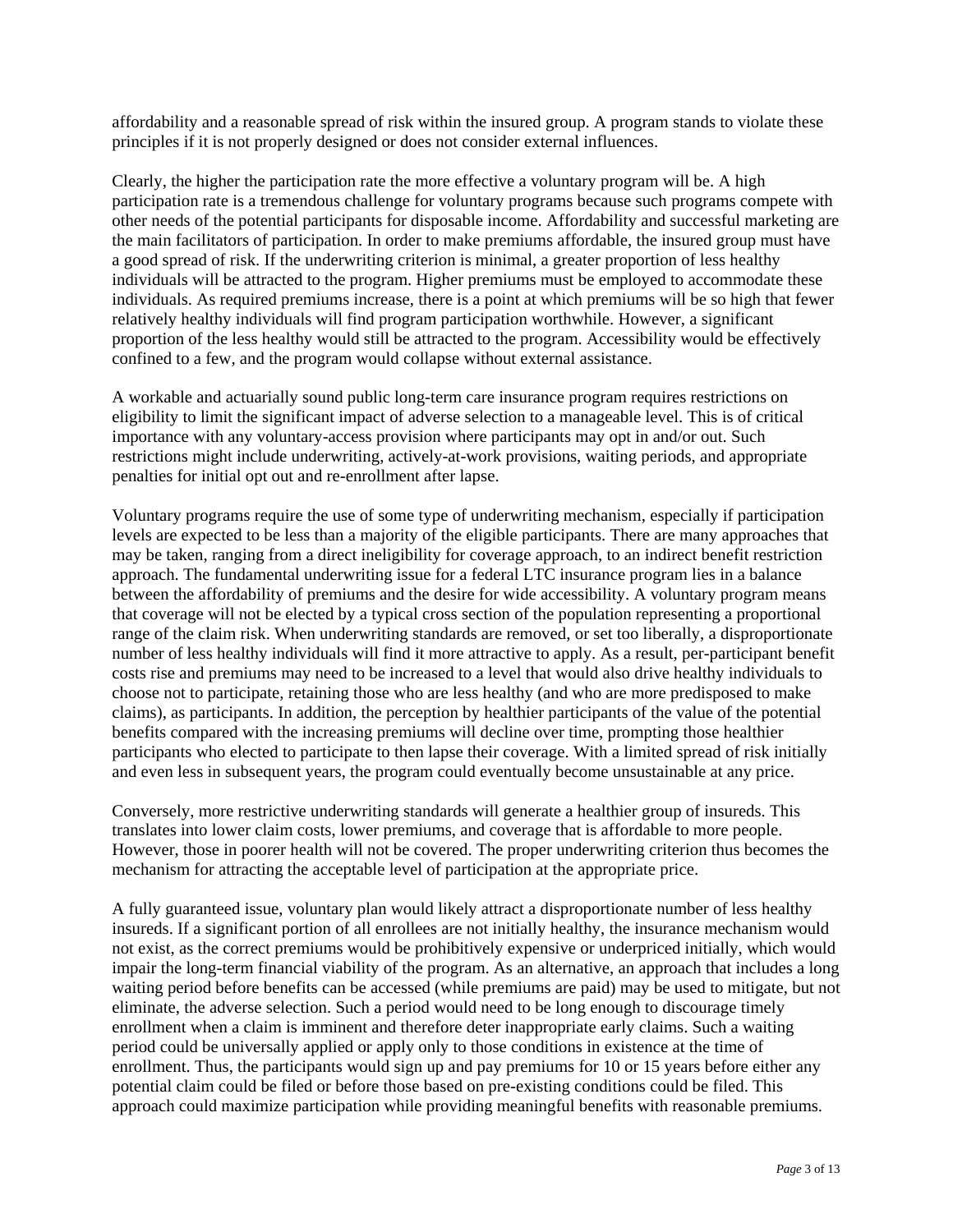affordability and a reasonable spread of risk within the insured group. A program stands to violate these principles if it is not properly designed or does not consider external influences.

Clearly, the higher the participation rate the more effective a voluntary program will be. A high participation rate is a tremendous challenge for voluntary programs because such programs compete with other needs of the potential participants for disposable income. Affordability and successful marketing are the main facilitators of participation. In order to make premiums affordable, the insured group must have a good spread of risk. If the underwriting criterion is minimal, a greater proportion of less healthy individuals will be attracted to the program. Higher premiums must be employed to accommodate these individuals. As required premiums increase, there is a point at which premiums will be so high that fewer relatively healthy individuals will find program participation worthwhile. However, a significant proportion of the less healthy would still be attracted to the program. Accessibility would be effectively confined to a few, and the program would collapse without external assistance.

A workable and actuarially sound public long-term care insurance program requires restrictions on eligibility to limit the significant impact of adverse selection to a manageable level. This is of critical importance with any voluntary-access provision where participants may opt in and/or out. Such restrictions might include underwriting, actively-at-work provisions, waiting periods, and appropriate penalties for initial opt out and re-enrollment after lapse.

Voluntary programs require the use of some type of underwriting mechanism, especially if participation levels are expected to be less than a majority of the eligible participants. There are many approaches that may be taken, ranging from a direct ineligibility for coverage approach, to an indirect benefit restriction approach. The fundamental underwriting issue for a federal LTC insurance program lies in a balance between the affordability of premiums and the desire for wide accessibility. A voluntary program means that coverage will not be elected by a typical cross section of the population representing a proportional range of the claim risk. When underwriting standards are removed, or set too liberally, a disproportionate number of less healthy individuals will find it more attractive to apply. As a result, per-participant benefit costs rise and premiums may need to be increased to a level that would also drive healthy individuals to choose not to participate, retaining those who are less healthy (and who are more predisposed to make claims), as participants. In addition, the perception by healthier participants of the value of the potential benefits compared with the increasing premiums will decline over time, prompting those healthier participants who elected to participate to then lapse their coverage. With a limited spread of risk initially and even less in subsequent years, the program could eventually become unsustainable at any price.

Conversely, more restrictive underwriting standards will generate a healthier group of insureds. This translates into lower claim costs, lower premiums, and coverage that is affordable to more people. However, those in poorer health will not be covered. The proper underwriting criterion thus becomes the mechanism for attracting the acceptable level of participation at the appropriate price.

A fully guaranteed issue, voluntary plan would likely attract a disproportionate number of less healthy insureds. If a significant portion of all enrollees are not initially healthy, the insurance mechanism would not exist, as the correct premiums would be prohibitively expensive or underpriced initially, which would impair the long-term financial viability of the program. As an alternative, an approach that includes a long waiting period before benefits can be accessed (while premiums are paid) may be used to mitigate, but not eliminate, the adverse selection. Such a period would need to be long enough to discourage timely enrollment when a claim is imminent and therefore deter inappropriate early claims. Such a waiting period could be universally applied or apply only to those conditions in existence at the time of enrollment. Thus, the participants would sign up and pay premiums for 10 or 15 years before either any potential claim could be filed or before those based on pre-existing conditions could be filed. This approach could maximize participation while providing meaningful benefits with reasonable premiums.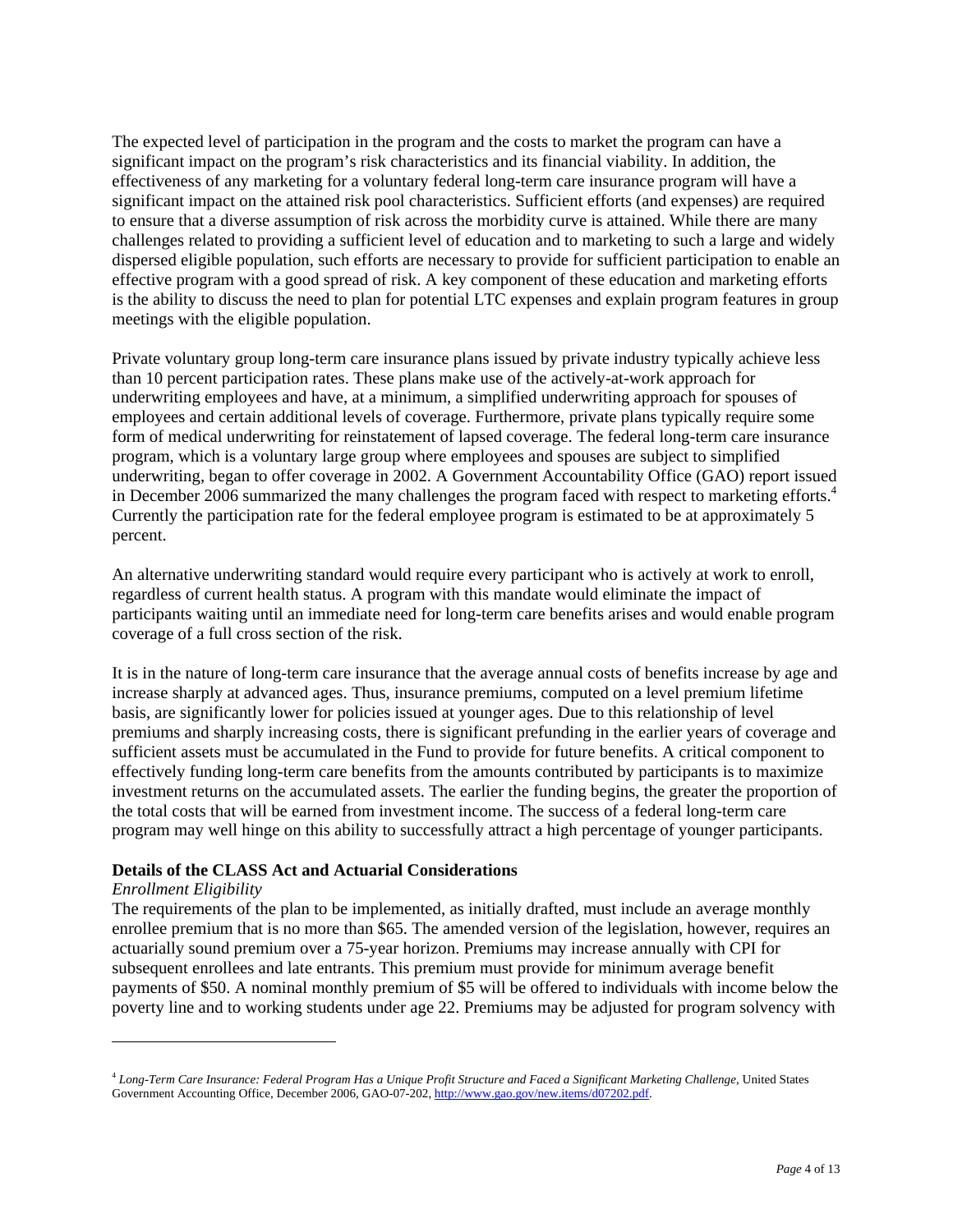The expected level of participation in the program and the costs to market the program can have a significant impact on the program's risk characteristics and its financial viability. In addition, the effectiveness of any marketing for a voluntary federal long-term care insurance program will have a significant impact on the attained risk pool characteristics. Sufficient efforts (and expenses) are required to ensure that a diverse assumption of risk across the morbidity curve is attained. While there are many challenges related to providing a sufficient level of education and to marketing to such a large and widely dispersed eligible population, such efforts are necessary to provide for sufficient participation to enable an effective program with a good spread of risk. A key component of these education and marketing efforts is the ability to discuss the need to plan for potential LTC expenses and explain program features in group meetings with the eligible population.

Private voluntary group long-term care insurance plans issued by private industry typically achieve less than 10 percent participation rates. These plans make use of the actively-at-work approach for underwriting employees and have, at a minimum, a simplified underwriting approach for spouses of employees and certain additional levels of coverage. Furthermore, private plans typically require some form of medical underwriting for reinstatement of lapsed coverage. The federal long-term care insurance program, which is a voluntary large group where employees and spouses are subject to simplified underwriting, began to offer coverage in 2002. A Government Accountability Office (GAO) report issued in December 2006 summarized the many challenges the program faced with respect to marketing efforts.[4] Currently the participation rate for the federal employee program is estimated to be at approximately 5 percent.

An alternative underwriting standard would require every participant who is actively at work to enroll, regardless of current health status. A program with this mandate would eliminate the impact of participants waiting until an immediate need for long-term care benefits arises and would enable program coverage of a full cross section of the risk.

It is in the nature of long-term care insurance that the average annual costs of benefits increase by age and increase sharply at advanced ages. Thus, insurance premiums, computed on a level premium lifetime basis, are significantly lower for policies issued at younger ages. Due to this relationship of level premiums and sharply increasing costs, there is significant prefunding in the earlier years of coverage and sufficient assets must be accumulated in the Fund to provide for future benefits. A critical component to effectively funding long-term care benefits from the amounts contributed by participants is to maximize investment returns on the accumulated assets. The earlier the funding begins, the greater the proportion of the total costs that will be earned from investment income. The success of a federal long-term care program may well hinge on this ability to successfully attract a high percentage of younger participants.

**Details of the CLASS Act and Actuarial Considerations**

*Enrollment Eligibility*

The requirements of the plan to be implemented, as initially drafted, must include an average monthly enrollee premium that is no more than $65. The amended version of the legislation, however, requires an actuarially sound premium over a 75-year horizon. Premiums may increase annually with CPI for subsequent enrollees and late entrants. This premium must provide for minimum average benefit payments of $50. A nominal monthly premium of $5 will be offered to individuals with income below the poverty line and to working students under age 22. Premiums may be adjusted for program solvency with

---

[4] *Long-Term Care Insurance: Federal Program Has a Unique Profit Structure and Faced a Significant Marketing Challenge*, United States Government Accounting Office, December 2006, GAO-07-202, http://www.gao.gov/new.items/d07202.pdf.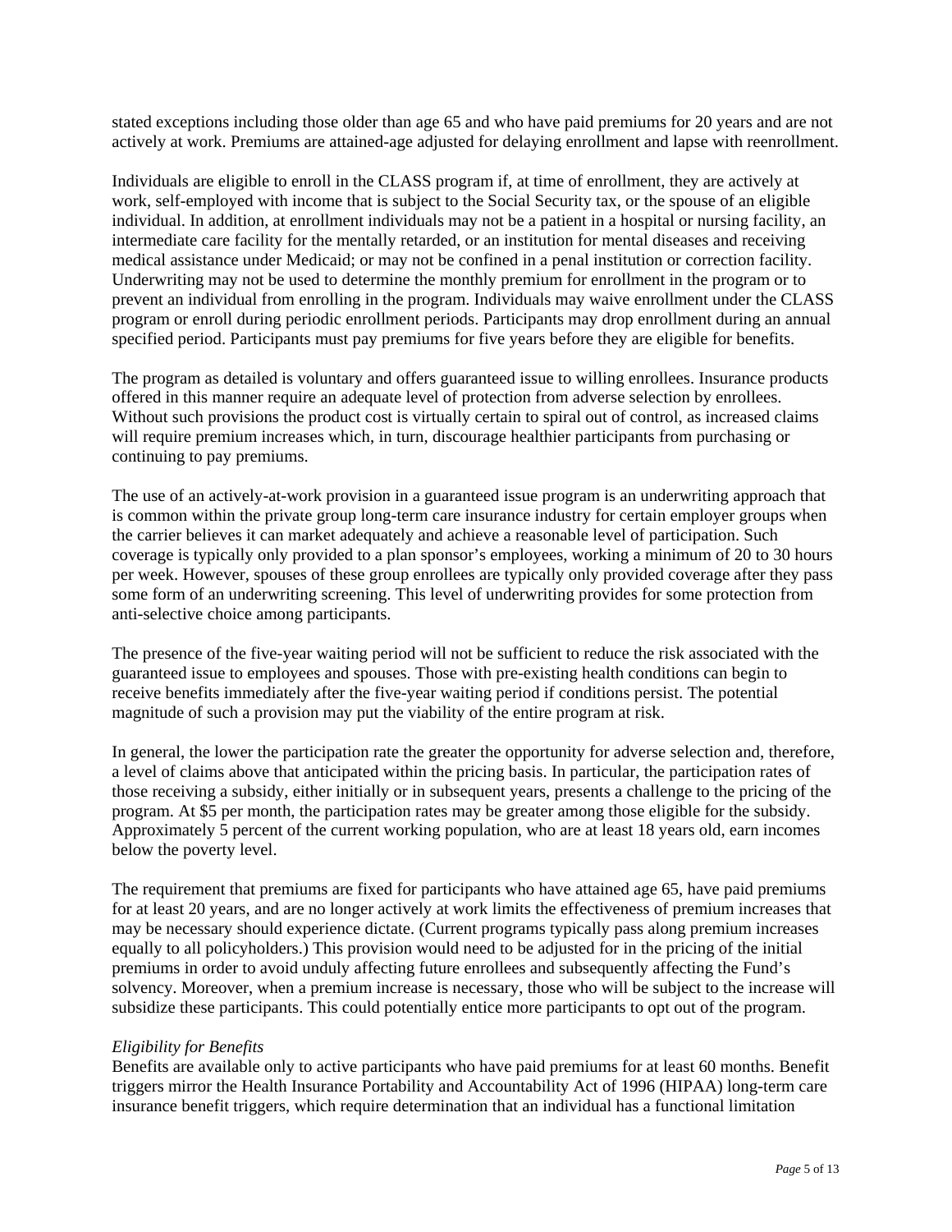stated exceptions including those older than age 65 and who have paid premiums for 20 years and are not actively at work. Premiums are attained-age adjusted for delaying enrollment and lapse with reenrollment.

Individuals are eligible to enroll in the CLASS program if, at time of enrollment, they are actively at work, self-employed with income that is subject to the Social Security tax, or the spouse of an eligible individual. In addition, at enrollment individuals may not be a patient in a hospital or nursing facility, an intermediate care facility for the mentally retarded, or an institution for mental diseases and receiving medical assistance under Medicaid; or may not be confined in a penal institution or correction facility. Underwriting may not be used to determine the monthly premium for enrollment in the program or to prevent an individual from enrolling in the program. Individuals may waive enrollment under the CLASS program or enroll during periodic enrollment periods. Participants may drop enrollment during an annual specified period. Participants must pay premiums for five years before they are eligible for benefits.

The program as detailed is voluntary and offers guaranteed issue to willing enrollees. Insurance products offered in this manner require an adequate level of protection from adverse selection by enrollees. Without such provisions the product cost is virtually certain to spiral out of control, as increased claims will require premium increases which, in turn, discourage healthier participants from purchasing or continuing to pay premiums.

The use of an actively-at-work provision in a guaranteed issue program is an underwriting approach that is common within the private group long-term care insurance industry for certain employer groups when the carrier believes it can market adequately and achieve a reasonable level of participation. Such coverage is typically only provided to a plan sponsor's employees, working a minimum of 20 to 30 hours per week. However, spouses of these group enrollees are typically only provided coverage after they pass some form of an underwriting screening. This level of underwriting provides for some protection from anti-selective choice among participants.

The presence of the five-year waiting period will not be sufficient to reduce the risk associated with the guaranteed issue to employees and spouses. Those with pre-existing health conditions can begin to receive benefits immediately after the five-year waiting period if conditions persist. The potential magnitude of such a provision may put the viability of the entire program at risk.

In general, the lower the participation rate the greater the opportunity for adverse selection and, therefore, a level of claims above that anticipated within the pricing basis. In particular, the participation rates of those receiving a subsidy, either initially or in subsequent years, presents a challenge to the pricing of the program. At $5 per month, the participation rates may be greater among those eligible for the subsidy. Approximately 5 percent of the current working population, who are at least 18 years old, earn incomes below the poverty level.

The requirement that premiums are fixed for participants who have attained age 65, have paid premiums for at least 20 years, and are no longer actively at work limits the effectiveness of premium increases that may be necessary should experience dictate. (Current programs typically pass along premium increases equally to all policyholders.) This provision would need to be adjusted for in the pricing of the initial premiums in order to avoid unduly affecting future enrollees and subsequently affecting the Fund's solvency. Moreover, when a premium increase is necessary, those who will be subject to the increase will subsidize these participants. This could potentially entice more participants to opt out of the program.

*Eligibility for Benefits*

Benefits are available only to active participants who have paid premiums for at least 60 months. Benefit triggers mirror the Health Insurance Portability and Accountability Act of 1996 (HIPAA) long-term care insurance benefit triggers, which require determination that an individual has a functional limitation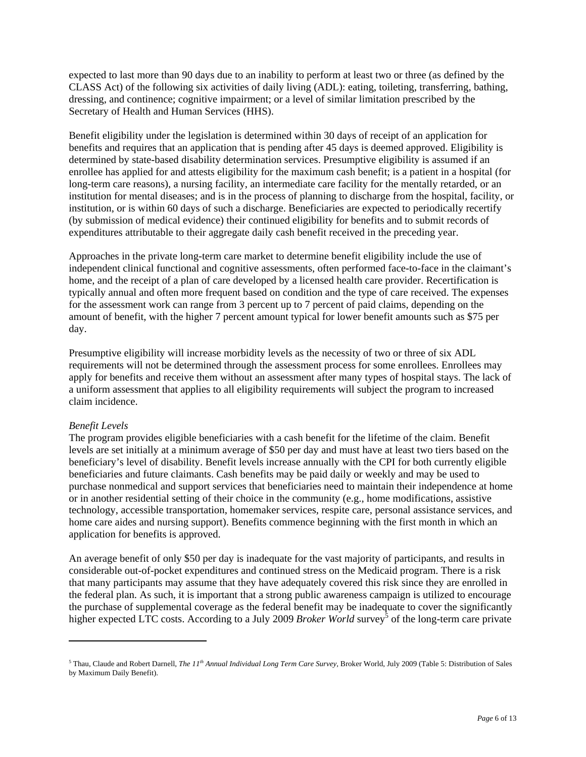expected to last more than 90 days due to an inability to perform at least two or three (as defined by the CLASS Act) of the following six activities of daily living (ADL): eating, toileting, transferring, bathing, dressing, and continence; cognitive impairment; or a level of similar limitation prescribed by the Secretary of Health and Human Services (HHS).

Benefit eligibility under the legislation is determined within 30 days of receipt of an application for benefits and requires that an application that is pending after 45 days is deemed approved. Eligibility is determined by state-based disability determination services. Presumptive eligibility is assumed if an enrollee has applied for and attests eligibility for the maximum cash benefit; is a patient in a hospital (for long-term care reasons), a nursing facility, an intermediate care facility for the mentally retarded, or an institution for mental diseases; and is in the process of planning to discharge from the hospital, facility, or institution, or is within 60 days of such a discharge. Beneficiaries are expected to periodically recertify (by submission of medical evidence) their continued eligibility for benefits and to submit records of expenditures attributable to their aggregate daily cash benefit received in the preceding year.

Approaches in the private long-term care market to determine benefit eligibility include the use of independent clinical functional and cognitive assessments, often performed face-to-face in the claimant's home, and the receipt of a plan of care developed by a licensed health care provider. Recertification is typically annual and often more frequent based on condition and the type of care received. The expenses for the assessment work can range from 3 percent up to 7 percent of paid claims, depending on the amount of benefit, with the higher 7 percent amount typical for lower benefit amounts such as $75 per day.

Presumptive eligibility will increase morbidity levels as the necessity of two or three of six ADL requirements will not be determined through the assessment process for some enrollees. Enrollees may apply for benefits and receive them without an assessment after many types of hospital stays. The lack of a uniform assessment that applies to all eligibility requirements will subject the program to increased claim incidence.

*Benefit Levels*

The program provides eligible beneficiaries with a cash benefit for the lifetime of the claim. Benefit levels are set initially at a minimum average of $50 per day and must have at least two tiers based on the beneficiary's level of disability. Benefit levels increase annually with the CPI for both currently eligible beneficiaries and future claimants. Cash benefits may be paid daily or weekly and may be used to purchase nonmedical and support services that beneficiaries need to maintain their independence at home or in another residential setting of their choice in the community (e.g., home modifications, assistive technology, accessible transportation, homemaker services, respite care, personal assistance services, and home care aides and nursing support). Benefits commence beginning with the first month in which an application for benefits is approved.

An average benefit of only $50 per day is inadequate for the vast majority of participants, and results in considerable out-of-pocket expenditures and continued stress on the Medicaid program. There is a risk that many participants may assume that they have adequately covered this risk since they are enrolled in the federal plan. As such, it is important that a strong public awareness campaign is utilized to encourage the purchase of supplemental coverage as the federal benefit may be inadequate to cover the significantly higher expected LTC costs. According to a July 2009 *Broker World* survey[5] of the long-term care private

---

[5] Thau, Claude and Robert Darnell, *The 11th Annual Individual Long Term Care Survey*, Broker World, July 2009 (Table 5: Distribution of Sales by Maximum Daily Benefit).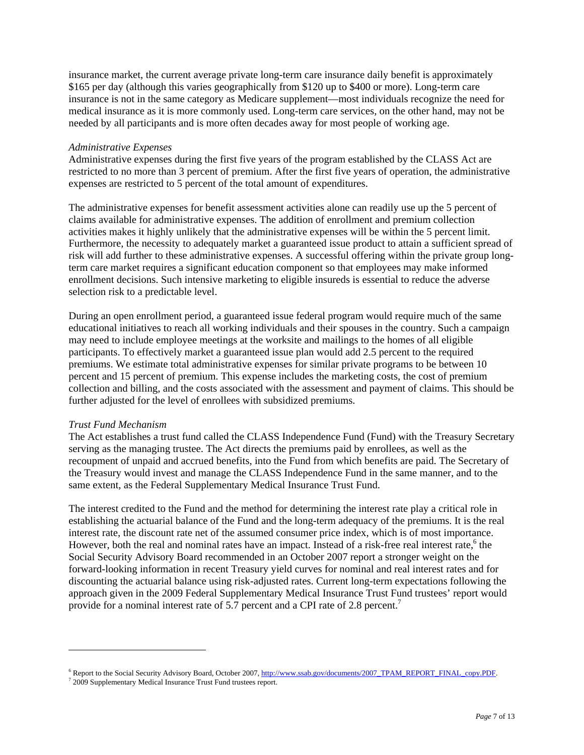insurance market, the current average private long-term care insurance daily benefit is approximately $165 per day (although this varies geographically from $120 up to $400 or more). Long-term care insurance is not in the same category as Medicare supplement—most individuals recognize the need for medical insurance as it is more commonly used. Long-term care services, on the other hand, may not be needed by all participants and is more often decades away for most people of working age.

*Administrative Expenses*

Administrative expenses during the first five years of the program established by the CLASS Act are restricted to no more than 3 percent of premium. After the first five years of operation, the administrative expenses are restricted to 5 percent of the total amount of expenditures.

The administrative expenses for benefit assessment activities alone can readily use up the 5 percent of claims available for administrative expenses. The addition of enrollment and premium collection activities makes it highly unlikely that the administrative expenses will be within the 5 percent limit. Furthermore, the necessity to adequately market a guaranteed issue product to attain a sufficient spread of risk will add further to these administrative expenses. A successful offering within the private group long-term care market requires a significant education component so that employees may make informed enrollment decisions. Such intensive marketing to eligible insureds is essential to reduce the adverse selection risk to a predictable level.

During an open enrollment period, a guaranteed issue federal program would require much of the same educational initiatives to reach all working individuals and their spouses in the country. Such a campaign may need to include employee meetings at the worksite and mailings to the homes of all eligible participants. To effectively market a guaranteed issue plan would add 2.5 percent to the required premiums. We estimate total administrative expenses for similar private programs to be between 10 percent and 15 percent of premium. This expense includes the marketing costs, the cost of premium collection and billing, and the costs associated with the assessment and payment of claims. This should be further adjusted for the level of enrollees with subsidized premiums.

*Trust Fund Mechanism*

The Act establishes a trust fund called the CLASS Independence Fund (Fund) with the Treasury Secretary serving as the managing trustee. The Act directs the premiums paid by enrollees, as well as the recoupment of unpaid and accrued benefits, into the Fund from which benefits are paid. The Secretary of the Treasury would invest and manage the CLASS Independence Fund in the same manner, and to the same extent, as the Federal Supplementary Medical Insurance Trust Fund.

The interest credited to the Fund and the method for determining the interest rate play a critical role in establishing the actuarial balance of the Fund and the long-term adequacy of the premiums. It is the real interest rate, the discount rate net of the assumed consumer price index, which is of most importance. However, both the real and nominal rates have an impact. Instead of a risk-free real interest rate,[6] the Social Security Advisory Board recommended in an October 2007 report a stronger weight on the forward-looking information in recent Treasury yield curves for nominal and real interest rates and for discounting the actuarial balance using risk-adjusted rates. Current long-term expectations following the approach given in the 2009 Federal Supplementary Medical Insurance Trust Fund trustees' report would provide for a nominal interest rate of 5.7 percent and a CPI rate of 2.8 percent.[7]

---

[6] Report to the Social Security Advisory Board, October 2007, http://www.ssab.gov/documents/2007_TPAM_REPORT_FINAL_copy.PDF.

[7] 2009 Supplementary Medical Insurance Trust Fund trustees report.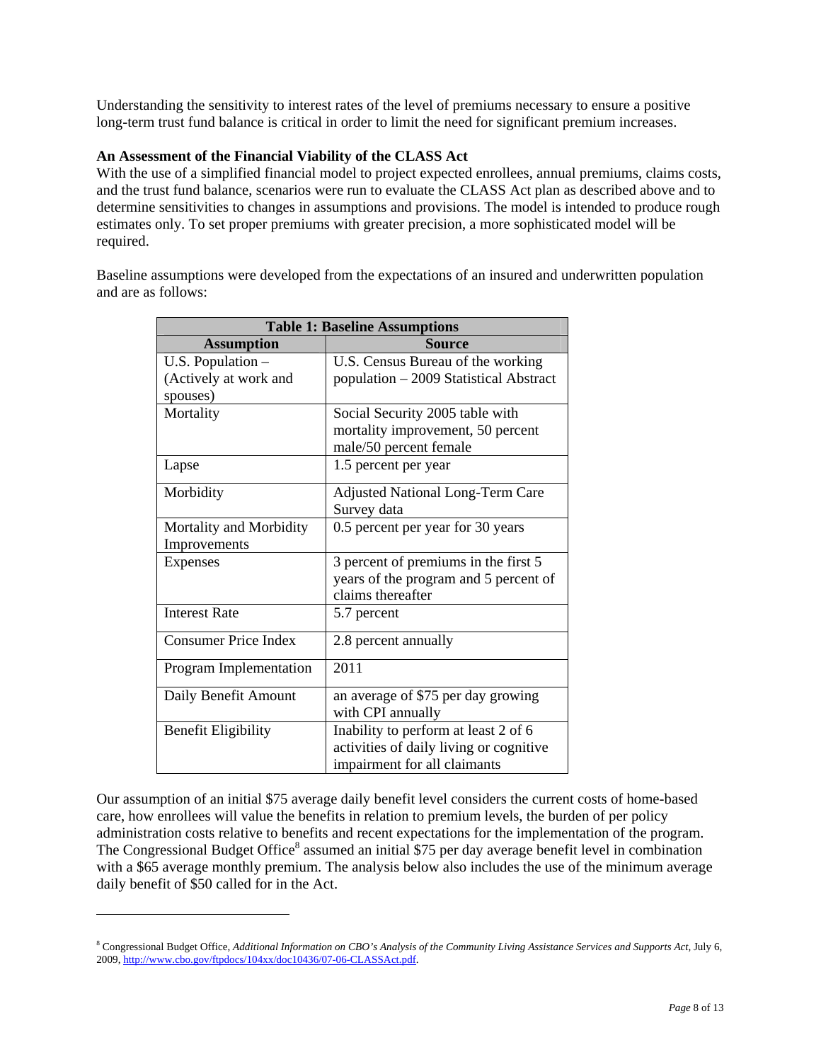Understanding the sensitivity to interest rates of the level of premiums necessary to ensure a positive long-term trust fund balance is critical in order to limit the need for significant premium increases.

**An Assessment of the Financial Viability of the CLASS Act**

With the use of a simplified financial model to project expected enrollees, annual premiums, claims costs, and the trust fund balance, scenarios were run to evaluate the CLASS Act plan as described above and to determine sensitivities to changes in assumptions and provisions. The model is intended to produce rough estimates only. To set proper premiums with greater precision, a more sophisticated model will be required.

Baseline assumptions were developed from the expectations of an insured and underwritten population and are as follows:

| **Table 1: Baseline Assumptions** | |
|---|---|
| **Assumption** | **Source** |
| U.S. Population – (Actively at work and spouses) | U.S. Census Bureau of the working population – 2009 Statistical Abstract |
| Mortality | Social Security 2005 table with mortality improvement, 50 percent male/50 percent female |
| Lapse | 1.5 percent per year |
| Morbidity | Adjusted National Long-Term Care Survey data |
| Mortality and Morbidity Improvements | 0.5 percent per year for 30 years |
| Expenses | 3 percent of premiums in the first 5 years of the program and 5 percent of claims thereafter |
| Interest Rate | 5.7 percent |
| Consumer Price Index | 2.8 percent annually |
| Program Implementation | 2011 |
| Daily Benefit Amount | an average of $75 per day growing with CPI annually |
| Benefit Eligibility | Inability to perform at least 2 of 6 activities of daily living or cognitive impairment for all claimants |

Our assumption of an initial $75 average daily benefit level considers the current costs of home-based care, how enrollees will value the benefits in relation to premium levels, the burden of per policy administration costs relative to benefits and recent expectations for the implementation of the program. The Congressional Budget Office[8] assumed an initial $75 per day average benefit level in combination with a $65 average monthly premium. The analysis below also includes the use of the minimum average daily benefit of $50 called for in the Act.

---

[8] Congressional Budget Office, *Additional Information on CBO's Analysis of the Community Living Assistance Services and Supports Act*, July 6, 2009, http://www.cbo.gov/ftpdocs/104xx/doc10436/07-06-CLASSAct.pdf.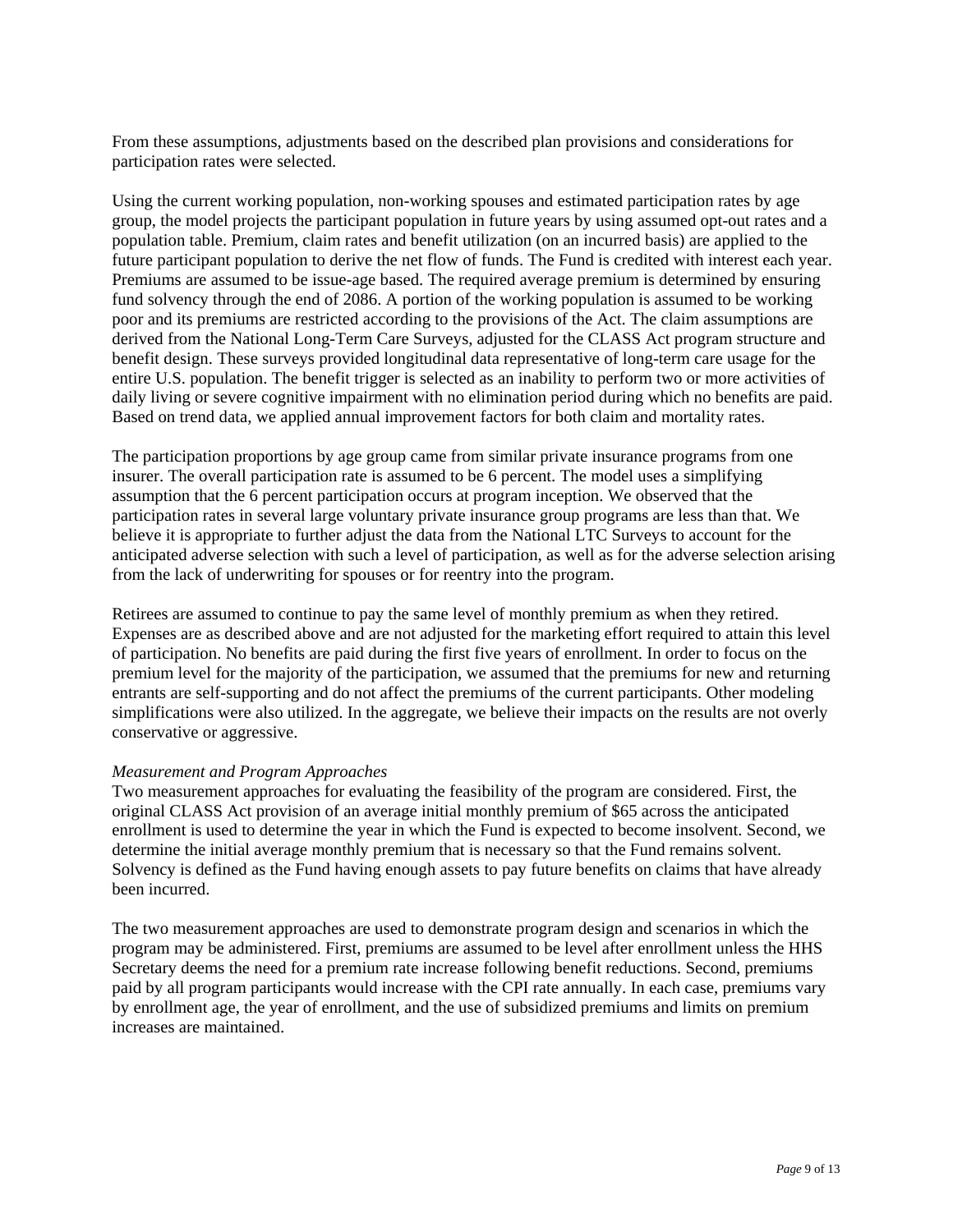From these assumptions, adjustments based on the described plan provisions and considerations for participation rates were selected.

Using the current working population, non-working spouses and estimated participation rates by age group, the model projects the participant population in future years by using assumed opt-out rates and a population table. Premium, claim rates and benefit utilization (on an incurred basis) are applied to the future participant population to derive the net flow of funds. The Fund is credited with interest each year. Premiums are assumed to be issue-age based. The required average premium is determined by ensuring fund solvency through the end of 2086. A portion of the working population is assumed to be working poor and its premiums are restricted according to the provisions of the Act. The claim assumptions are derived from the National Long-Term Care Surveys, adjusted for the CLASS Act program structure and benefit design. These surveys provided longitudinal data representative of long-term care usage for the entire U.S. population. The benefit trigger is selected as an inability to perform two or more activities of daily living or severe cognitive impairment with no elimination period during which no benefits are paid. Based on trend data, we applied annual improvement factors for both claim and mortality rates.

The participation proportions by age group came from similar private insurance programs from one insurer. The overall participation rate is assumed to be 6 percent. The model uses a simplifying assumption that the 6 percent participation occurs at program inception. We observed that the participation rates in several large voluntary private insurance group programs are less than that. We believe it is appropriate to further adjust the data from the National LTC Surveys to account for the anticipated adverse selection with such a level of participation, as well as for the adverse selection arising from the lack of underwriting for spouses or for reentry into the program.

Retirees are assumed to continue to pay the same level of monthly premium as when they retired. Expenses are as described above and are not adjusted for the marketing effort required to attain this level of participation. No benefits are paid during the first five years of enrollment. In order to focus on the premium level for the majority of the participation, we assumed that the premiums for new and returning entrants are self-supporting and do not affect the premiums of the current participants. Other modeling simplifications were also utilized. In the aggregate, we believe their impacts on the results are not overly conservative or aggressive.

*Measurement and Program Approaches*

Two measurement approaches for evaluating the feasibility of the program are considered. First, the original CLASS Act provision of an average initial monthly premium of $65 across the anticipated enrollment is used to determine the year in which the Fund is expected to become insolvent. Second, we determine the initial average monthly premium that is necessary so that the Fund remains solvent. Solvency is defined as the Fund having enough assets to pay future benefits on claims that have already been incurred.

The two measurement approaches are used to demonstrate program design and scenarios in which the program may be administered. First, premiums are assumed to be level after enrollment unless the HHS Secretary deems the need for a premium rate increase following benefit reductions. Second, premiums paid by all program participants would increase with the CPI rate annually. In each case, premiums vary by enrollment age, the year of enrollment, and the use of subsidized premiums and limits on premium increases are maintained.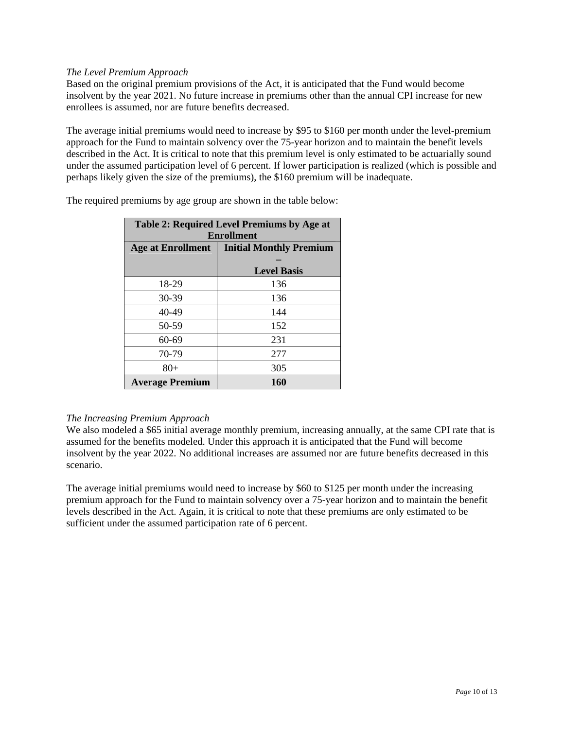*The Level Premium Approach*
Based on the original premium provisions of the Act, it is anticipated that the Fund would become insolvent by the year 2021. No future increase in premiums other than the annual CPI increase for new enrollees is assumed, nor are future benefits decreased.

The average initial premiums would need to increase by $95 to $160 per month under the level-premium approach for the Fund to maintain solvency over the 75-year horizon and to maintain the benefit levels described in the Act. It is critical to note that this premium level is only estimated to be actuarially sound under the assumed participation level of 6 percent. If lower participation is realized (which is possible and perhaps likely given the size of the premiums), the $160 premium will be inadequate.

The required premiums by age group are shown in the table below:

| **Table 2: Required Level Premiums by Age at Enrollment** | |
|---|---|
| **Age at Enrollment** | **Initial Monthly Premium – Level Basis** |
| 18-29 | 136 |
| 30-39 | 136 |
| 40-49 | 144 |
| 50-59 | 152 |
| 60-69 | 231 |
| 70-79 | 277 |
| 80+ | 305 |
| **Average Premium** | **160** |

*The Increasing Premium Approach*
We also modeled a $65 initial average monthly premium, increasing annually, at the same CPI rate that is assumed for the benefits modeled. Under this approach it is anticipated that the Fund will become insolvent by the year 2022. No additional increases are assumed nor are future benefits decreased in this scenario.

The average initial premiums would need to increase by $60 to $125 per month under the increasing premium approach for the Fund to maintain solvency over a 75-year horizon and to maintain the benefit levels described in the Act. Again, it is critical to note that these premiums are only estimated to be sufficient under the assumed participation rate of 6 percent.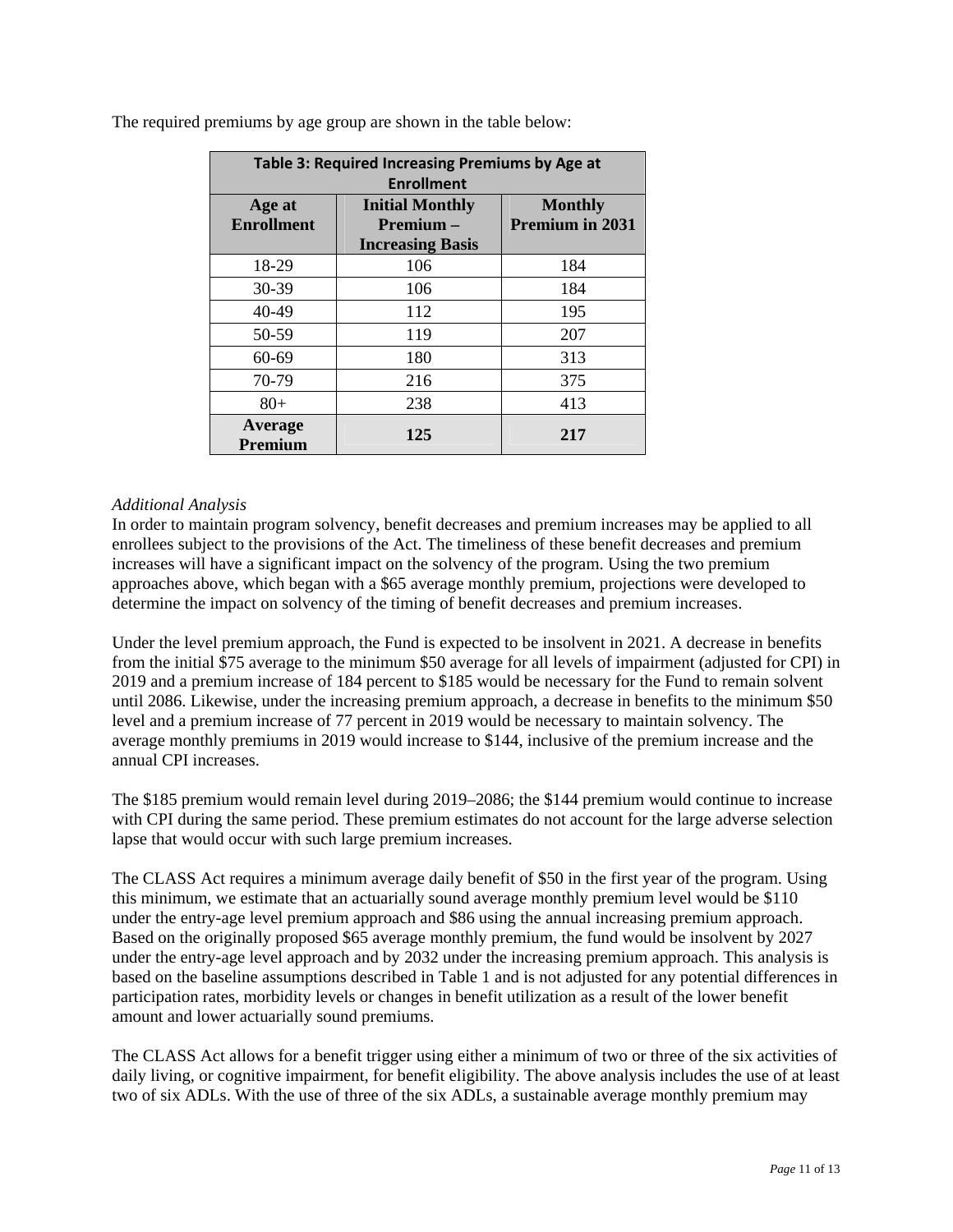The required premiums by age group are shown in the table below:

| Table 3: Required Increasing Premiums by Age at Enrollment | | |
|---|---|---|
| **Age at Enrollment** | **Initial Monthly Premium – Increasing Basis** | **Monthly Premium in 2031** |
| 18-29 | 106 | 184 |
| 30-39 | 106 | 184 |
| 40-49 | 112 | 195 |
| 50-59 | 119 | 207 |
| 60-69 | 180 | 313 |
| 70-79 | 216 | 375 |
| 80+ | 238 | 413 |
| **Average Premium** | **125** | **217** |

*Additional Analysis*

In order to maintain program solvency, benefit decreases and premium increases may be applied to all enrollees subject to the provisions of the Act. The timeliness of these benefit decreases and premium increases will have a significant impact on the solvency of the program. Using the two premium approaches above, which began with a $65 average monthly premium, projections were developed to determine the impact on solvency of the timing of benefit decreases and premium increases.

Under the level premium approach, the Fund is expected to be insolvent in 2021. A decrease in benefits from the initial $75 average to the minimum $50 average for all levels of impairment (adjusted for CPI) in 2019 and a premium increase of 184 percent to $185 would be necessary for the Fund to remain solvent until 2086. Likewise, under the increasing premium approach, a decrease in benefits to the minimum $50 level and a premium increase of 77 percent in 2019 would be necessary to maintain solvency. The average monthly premiums in 2019 would increase to $144, inclusive of the premium increase and the annual CPI increases.

The $185 premium would remain level during 2019–2086; the $144 premium would continue to increase with CPI during the same period. These premium estimates do not account for the large adverse selection lapse that would occur with such large premium increases.

The CLASS Act requires a minimum average daily benefit of $50 in the first year of the program. Using this minimum, we estimate that an actuarially sound average monthly premium level would be $110 under the entry-age level premium approach and $86 using the annual increasing premium approach. Based on the originally proposed $65 average monthly premium, the fund would be insolvent by 2027 under the entry-age level approach and by 2032 under the increasing premium approach. This analysis is based on the baseline assumptions described in Table 1 and is not adjusted for any potential differences in participation rates, morbidity levels or changes in benefit utilization as a result of the lower benefit amount and lower actuarially sound premiums.

The CLASS Act allows for a benefit trigger using either a minimum of two or three of the six activities of daily living, or cognitive impairment, for benefit eligibility. The above analysis includes the use of at least two of six ADLs. With the use of three of the six ADLs, a sustainable average monthly premium may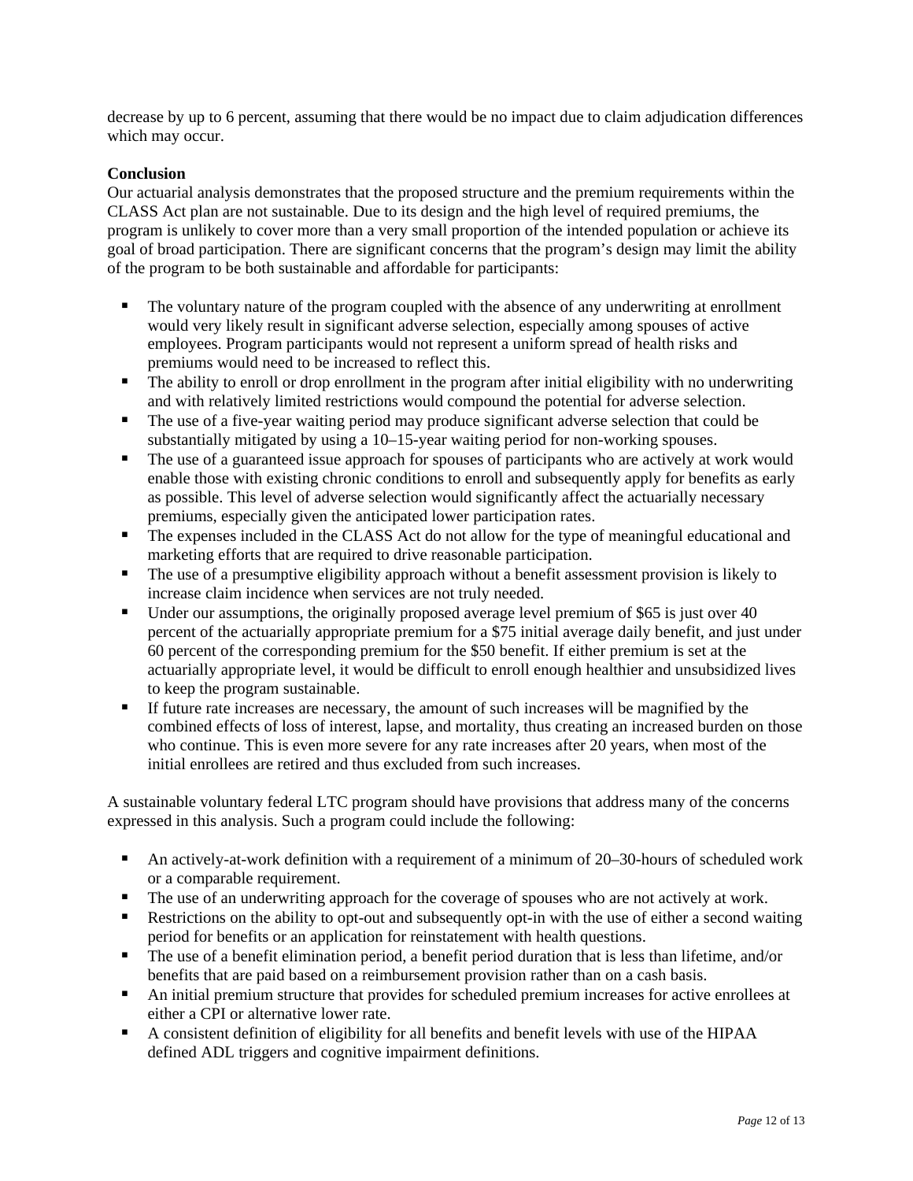decrease by up to 6 percent, assuming that there would be no impact due to claim adjudication differences which may occur.

**Conclusion**

Our actuarial analysis demonstrates that the proposed structure and the premium requirements within the CLASS Act plan are not sustainable. Due to its design and the high level of required premiums, the program is unlikely to cover more than a very small proportion of the intended population or achieve its goal of broad participation. There are significant concerns that the program's design may limit the ability of the program to be both sustainable and affordable for participants:

- The voluntary nature of the program coupled with the absence of any underwriting at enrollment would very likely result in significant adverse selection, especially among spouses of active employees. Program participants would not represent a uniform spread of health risks and premiums would need to be increased to reflect this.
- The ability to enroll or drop enrollment in the program after initial eligibility with no underwriting and with relatively limited restrictions would compound the potential for adverse selection.
- The use of a five-year waiting period may produce significant adverse selection that could be substantially mitigated by using a 10–15-year waiting period for non-working spouses.
- The use of a guaranteed issue approach for spouses of participants who are actively at work would enable those with existing chronic conditions to enroll and subsequently apply for benefits as early as possible. This level of adverse selection would significantly affect the actuarially necessary premiums, especially given the anticipated lower participation rates.
- The expenses included in the CLASS Act do not allow for the type of meaningful educational and marketing efforts that are required to drive reasonable participation.
- The use of a presumptive eligibility approach without a benefit assessment provision is likely to increase claim incidence when services are not truly needed.
- Under our assumptions, the originally proposed average level premium of $65 is just over 40 percent of the actuarially appropriate premium for a $75 initial average daily benefit, and just under 60 percent of the corresponding premium for the $50 benefit. If either premium is set at the actuarially appropriate level, it would be difficult to enroll enough healthier and unsubsidized lives to keep the program sustainable.
- If future rate increases are necessary, the amount of such increases will be magnified by the combined effects of loss of interest, lapse, and mortality, thus creating an increased burden on those who continue. This is even more severe for any rate increases after 20 years, when most of the initial enrollees are retired and thus excluded from such increases.

A sustainable voluntary federal LTC program should have provisions that address many of the concerns expressed in this analysis. Such a program could include the following:

- An actively-at-work definition with a requirement of a minimum of 20–30-hours of scheduled work or a comparable requirement.
- The use of an underwriting approach for the coverage of spouses who are not actively at work.
- Restrictions on the ability to opt-out and subsequently opt-in with the use of either a second waiting period for benefits or an application for reinstatement with health questions.
- The use of a benefit elimination period, a benefit period duration that is less than lifetime, and/or benefits that are paid based on a reimbursement provision rather than on a cash basis.
- An initial premium structure that provides for scheduled premium increases for active enrollees at either a CPI or alternative lower rate.
- A consistent definition of eligibility for all benefits and benefit levels with use of the HIPAA defined ADL triggers and cognitive impairment definitions.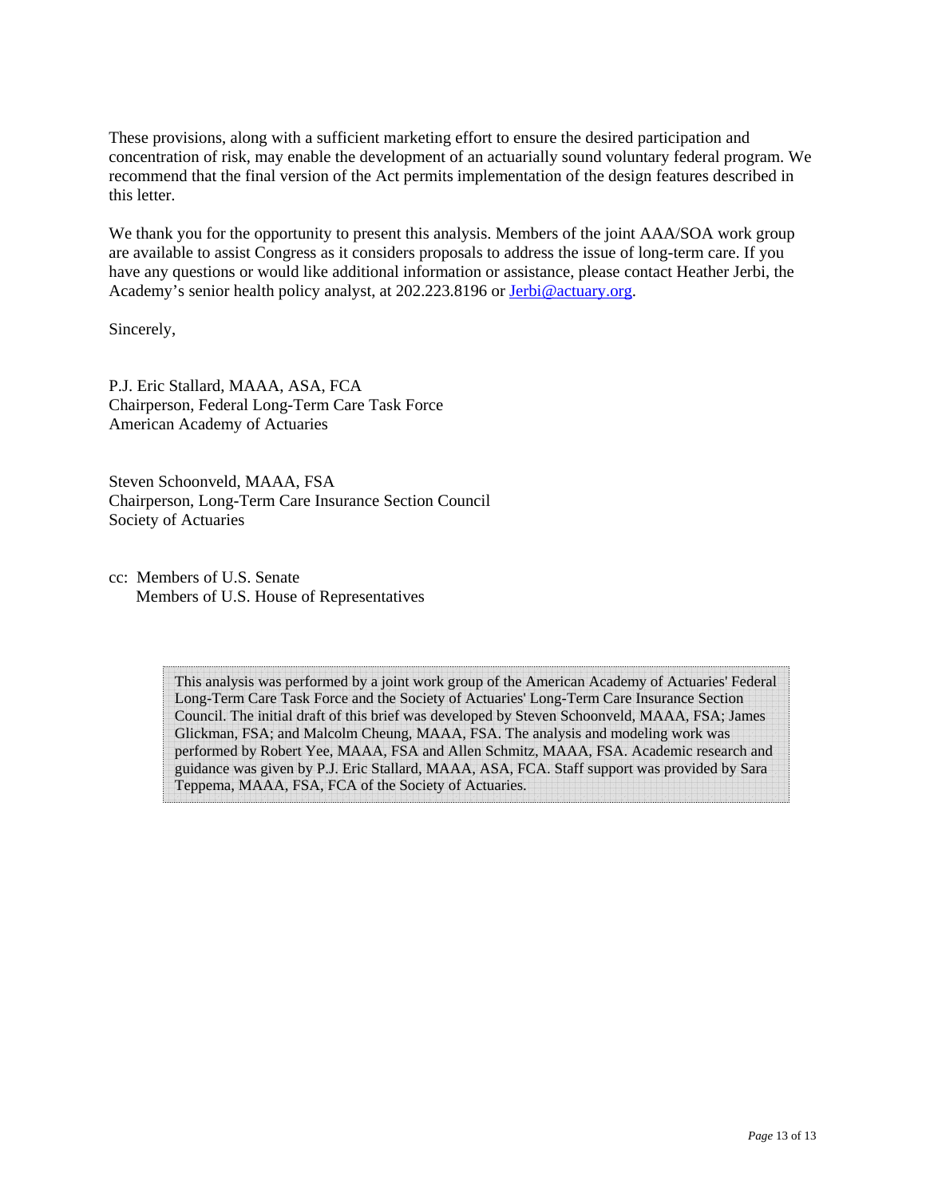These provisions, along with a sufficient marketing effort to ensure the desired participation and concentration of risk, may enable the development of an actuarially sound voluntary federal program. We recommend that the final version of the Act permits implementation of the design features described in this letter.

We thank you for the opportunity to present this analysis. Members of the joint AAA/SOA work group are available to assist Congress as it considers proposals to address the issue of long-term care. If you have any questions or would like additional information or assistance, please contact Heather Jerbi, the Academy's senior health policy analyst, at 202.223.8196 or [Jerbi@actuary.org](mailto:Jerbi@actuary.org).

Sincerely,

P.J. Eric Stallard, MAAA, ASA, FCA
Chairperson, Federal Long-Term Care Task Force
American Academy of Actuaries

Steven Schoonveld, MAAA, FSA
Chairperson, Long-Term Care Insurance Section Council
Society of Actuaries

cc: Members of U.S. Senate
Members of U.S. House of Representatives

> This analysis was performed by a joint work group of the American Academy of Actuaries' Federal Long-Term Care Task Force and the Society of Actuaries' Long-Term Care Insurance Section Council. The initial draft of this brief was developed by Steven Schoonveld, MAAA, FSA; James Glickman, FSA; and Malcolm Cheung, MAAA, FSA. The analysis and modeling work was performed by Robert Yee, MAAA, FSA and Allen Schmitz, MAAA, FSA. Academic research and guidance was given by P.J. Eric Stallard, MAAA, ASA, FCA. Staff support was provided by Sara Teppema, MAAA, FSA, FCA of the Society of Actuaries.